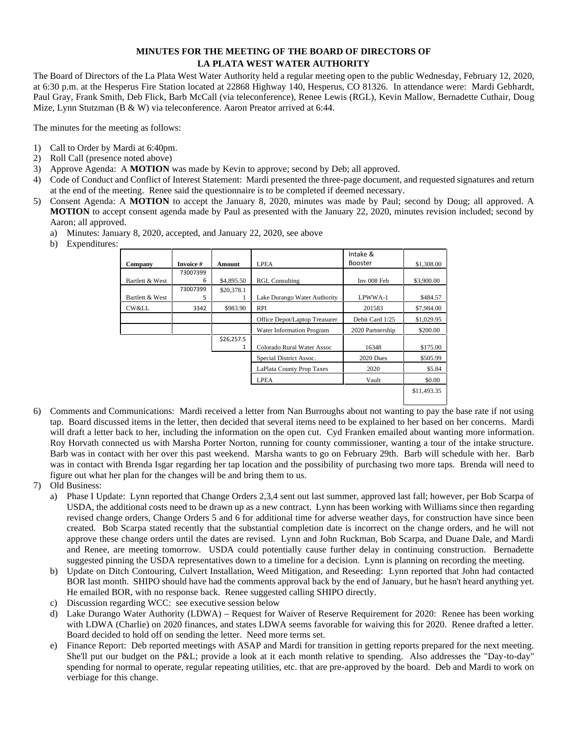**MINUTES FOR THE MEETING OF THE BOARD OF DIRECTORS OF LA PLATA WEST WATER AUTHORITY**

The Board of Directors of the La Plata West Water Authority held a regular meeting open to the public Wednesday, February 12, 2020, at 6:30 p.m. at the Hesperus Fire Station located at 22868 Highway 140, Hesperus, CO 81326. In attendance were: Mardi Gebhardt, Paul Gray, Frank Smith, Deb Flick, Barb McCall (via teleconference), Renee Lewis (RGL), Kevin Mallow, Bernadette Cuthair, Doug Mize, Lynn Stutzman (B & W) via teleconference. Aaron Preator arrived at 6:44.

The minutes for the meeting as follows:

1) Call to Order by Mardi at 6:40pm.
2) Roll Call (presence noted above)
3) Approve Agenda: A **MOTION** was made by Kevin to approve; second by Deb; all approved.
4) Code of Conduct and Conflict of Interest Statement: Mardi presented the three-page document, and requested signatures and return at the end of the meeting. Renee said the questionnaire is to be completed if deemed necessary.
5) Consent Agenda: A **MOTION** to accept the January 8, 2020, minutes was made by Paul; second by Doug; all approved. A **MOTION** to accept consent agenda made by Paul as presented with the January 22, 2020, minutes revision included; second by Aaron; all approved.
   a) Minutes: January 8, 2020, accepted, and January 22, 2020, see above
   b) Expenditures:

| Company | Invoice # | Amount | LPEA | Intake & Booster | $1,308.00 |
|---|---|---|---|---|---|
| Bartlett & West | 730073996 | $4,895.50 | RGL Consulting | Inv 008 Feb | $3,900.00 |
| Bartlett & West | 730073995 | $20,378.11 | Lake Durango Water Authority | LPWWA-1 | $484.57 |
| CW&LL | 3342 | $983.90 | RPI | 201583 | $7,984.00 |
| | | | Office Depot/Laptop Treasurer | Debit Card 1/25 | $1,029.95 |
| | | | Water Information Program | 2020 Partnership | $200.00 |
| | | $26,257.51 | Colorado Rural Water Assoc | 16348 | $175.00 |
| | | | Special District Assoc. | 2020 Dues | $505.99 |
| | | | LaPlata County Prop Taxes | 2020 | $5.84 |
| | | | LPEA | Vault | $0.00 |
| | | | | | $11,493.35 |

6) Comments and Communications: Mardi received a letter from Nan Burroughs about not wanting to pay the base rate if not using tap. Board discussed items in the letter, then decided that several items need to be explained to her based on her concerns. Mardi will draft a letter back to her, including the information on the open cut. Cyd Franken emailed about wanting more information. Roy Horvath connected us with Marsha Porter Norton, running for county commissioner, wanting a tour of the intake structure. Barb was in contact with her over this past weekend. Marsha wants to go on February 29th. Barb will schedule with her. Barb was in contact with Brenda Isgar regarding her tap location and the possibility of purchasing two more taps. Brenda will need to figure out what her plan for the changes will be and bring them to us.
7) Old Business:
   a) Phase I Update: Lynn reported that Change Orders 2,3,4 sent out last summer, approved last fall; however, per Bob Scarpa of USDA, the additional costs need to be drawn up as a new contract. Lynn has been working with Williams since then regarding revised change orders, Change Orders 5 and 6 for additional time for adverse weather days, for construction have since been created. Bob Scarpa stated recently that the substantial completion date is incorrect on the change orders, and he will not approve these change orders until the dates are revised. Lynn and John Ruckman, Bob Scarpa, and Duane Dale, and Mardi and Renee, are meeting tomorrow. USDA could potentially cause further delay in continuing construction. Bernadette suggested pinning the USDA representatives down to a timeline for a decision. Lynn is planning on recording the meeting.
   b) Update on Ditch Contouring, Culvert Installation, Weed Mitigation, and Reseeding: Lynn reported that John had contacted BOR last month. SHIPO should have had the comments approval back by the end of January, but he hasn't heard anything yet. He emailed BOR, with no response back. Renee suggested calling SHIPO directly.
   c) Discussion regarding WCC: see executive session below
   d) Lake Durango Water Authority (LDWA) – Request for Waiver of Reserve Requirement for 2020: Renee has been working with LDWA (Charlie) on 2020 finances, and states LDWA seems favorable for waiving this for 2020. Renee drafted a letter. Board decided to hold off on sending the letter. Need more terms set.
   e) Finance Report: Deb reported meetings with ASAP and Mardi for transition in getting reports prepared for the next meeting. She'll put our budget on the P&L; provide a look at it each month relative to spending. Also addresses the "Day-to-day" spending for normal to operate, regular repeating utilities, etc. that are pre-approved by the board. Deb and Mardi to work on verbiage for this change.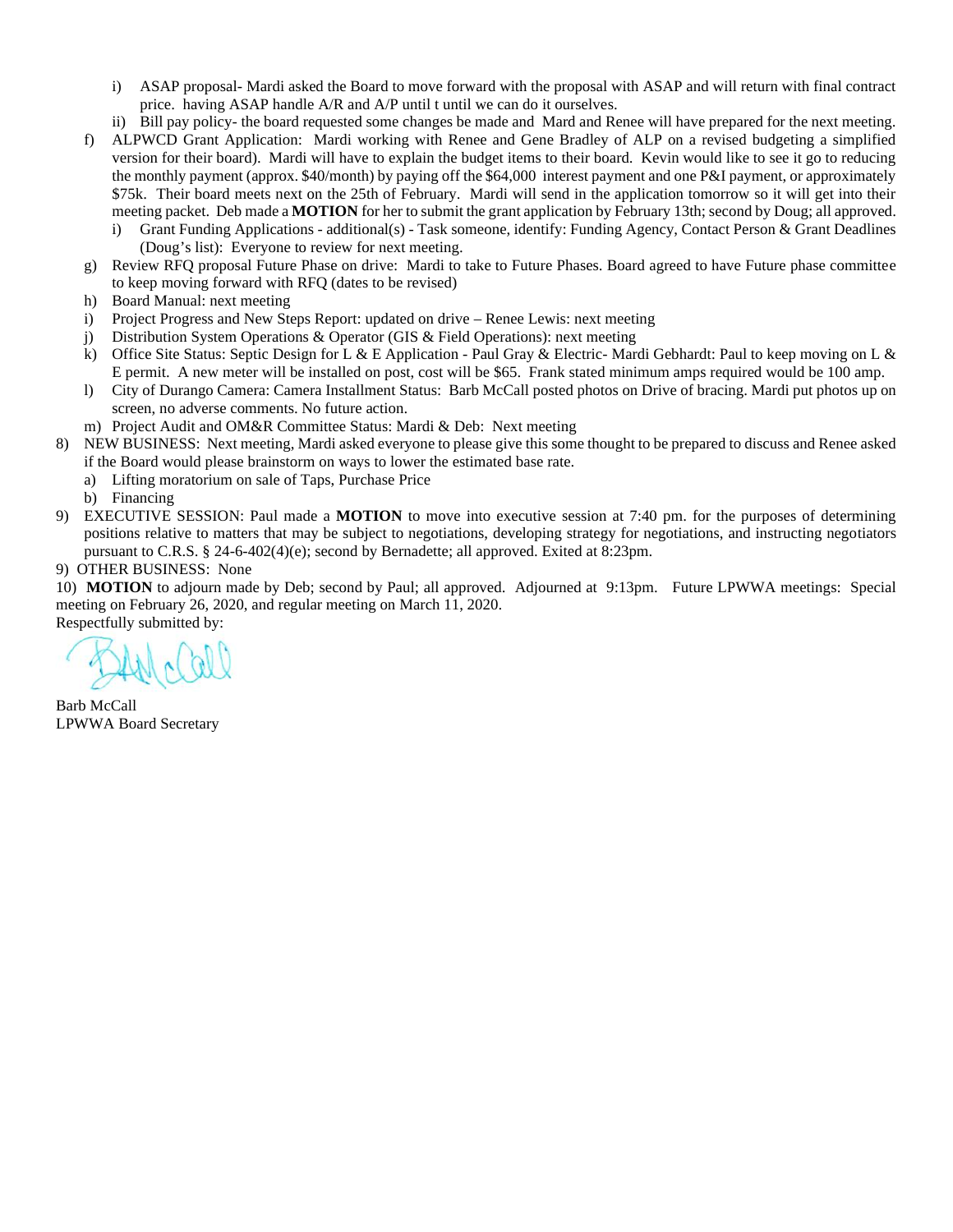i) ASAP proposal- Mardi asked the Board to move forward with the proposal with ASAP and will return with final contract price. having ASAP handle A/R and A/P until t until we can do it ourselves.
   ii) Bill pay policy- the board requested some changes be made and Mard and Renee will have prepared for the next meeting.

f) ALPWCD Grant Application: Mardi working with Renee and Gene Bradley of ALP on a revised budgeting a simplified version for their board). Mardi will have to explain the budget items to their board. Kevin would like to see it go to reducing the monthly payment (approx. $40/month) by paying off the $64,000 interest payment and one P&I payment, or approximately $75k. Their board meets next on the 25th of February. Mardi will send in the application tomorrow so it will get into their meeting packet. Deb made a **MOTION** for her to submit the grant application by February 13th; second by Doug; all approved.
   i) Grant Funding Applications - additional(s) - Task someone, identify: Funding Agency, Contact Person & Grant Deadlines (Doug's list): Everyone to review for next meeting.

g) Review RFQ proposal Future Phase on drive: Mardi to take to Future Phases. Board agreed to have Future phase committee to keep moving forward with RFQ (dates to be revised)

h) Board Manual: next meeting

i) Project Progress and New Steps Report: updated on drive – Renee Lewis: next meeting

j) Distribution System Operations & Operator (GIS & Field Operations): next meeting

k) Office Site Status: Septic Design for L & E Application - Paul Gray & Electric- Mardi Gebhardt: Paul to keep moving on L & E permit. A new meter will be installed on post, cost will be $65. Frank stated minimum amps required would be 100 amp.

l) City of Durango Camera: Camera Installment Status: Barb McCall posted photos on Drive of bracing. Mardi put photos up on screen, no adverse comments. No future action.

m) Project Audit and OM&R Committee Status: Mardi & Deb: Next meeting

8) NEW BUSINESS: Next meeting, Mardi asked everyone to please give this some thought to be prepared to discuss and Renee asked if the Board would please brainstorm on ways to lower the estimated base rate.
   a) Lifting moratorium on sale of Taps, Purchase Price
   b) Financing

9) EXECUTIVE SESSION: Paul made a **MOTION** to move into executive session at 7:40 pm. for the purposes of determining positions relative to matters that may be subject to negotiations, developing strategy for negotiations, and instructing negotiators pursuant to C.R.S. § 24-6-402(4)(e); second by Bernadette; all approved. Exited at 8:23pm.

9) OTHER BUSINESS: None

10) **MOTION** to adjourn made by Deb; second by Paul; all approved. Adjourned at 9:13pm. Future LPWWA meetings: Special meeting on February 26, 2020, and regular meeting on March 11, 2020.

Respectfully submitted by:

Barb McCall
LPWWA Board Secretary